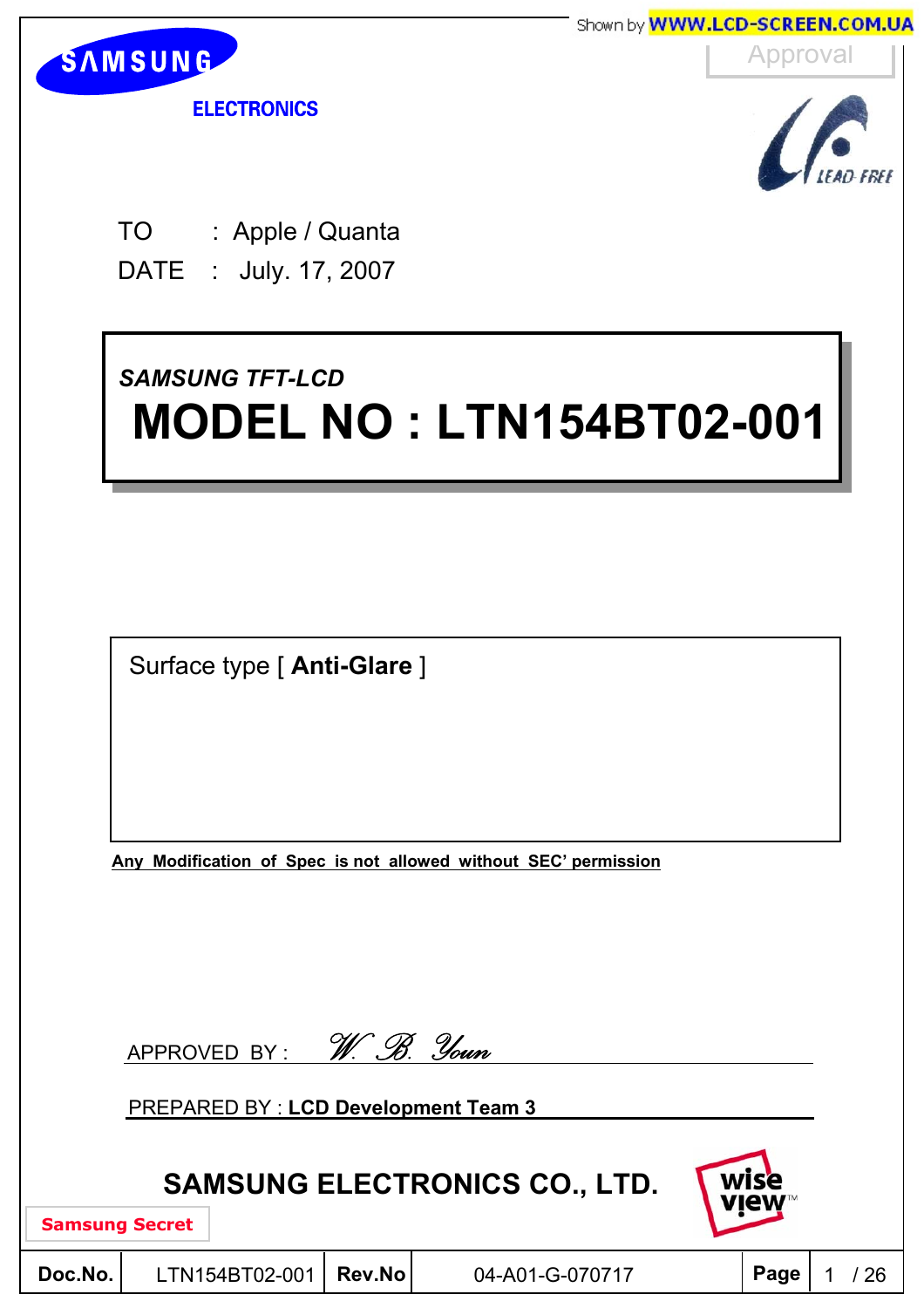SAMSUNG

ELECTRONICS

Approval

LEAD FREE

TO : Apple / Quanta

DATE : July. 17, 2007

*SAMSUNG TFT-LCD*

# MODEL NO : LTN154BT02-001

Surface type [ **Anti-Glare** ]

**Any Modification of Spec is not allowed without SEC' permission**

APPROVED BY : W. B. Youn

PREPARED BY : **LCD Development Team 3**

**SAMSUNG ELECTRONICS CO., LTD.**

wise view™

**Samsung Secret**

| **Doc.No.** | LTN154BT02-001 | **Rev.No** | 04-A01-G-070717 |
|---|---|---|---|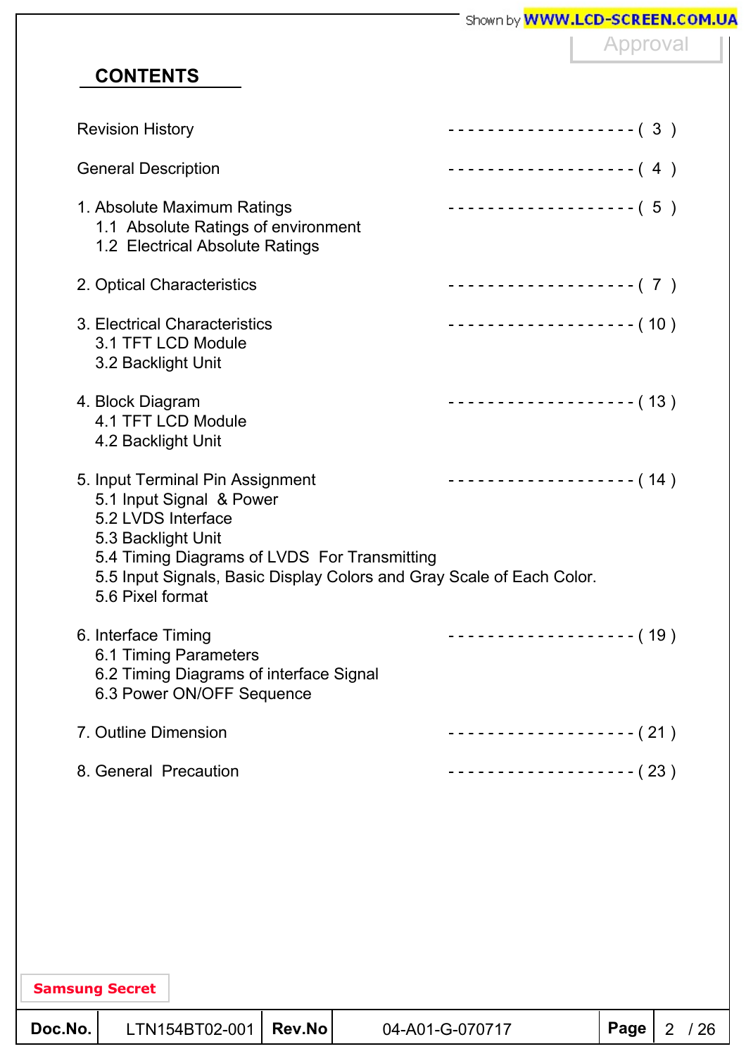## CONTENTS

| | |
|---|---|
| Revision History | ------------------- ( 3 ) |
| General Description | ------------------- ( 4 ) |
| 1. Absolute Maximum Ratings | ------------------- ( 5 ) |
| 1.1 Absolute Ratings of environment | |
| 1.2 Electrical Absolute Ratings | |
| 2. Optical Characteristics | ------------------- ( 7 ) |
| 3. Electrical Characteristics | ------------------- ( 10 ) |
| 3.1 TFT LCD Module | |
| 3.2 Backlight Unit | |
| 4. Block Diagram | ------------------- ( 13 ) |
| 4.1 TFT LCD Module | |
| 4.2 Backlight Unit | |
| 5. Input Terminal Pin Assignment | ------------------- ( 14 ) |
| 5.1 Input Signal & Power | |
| 5.2 LVDS Interface | |
| 5.3 Backlight Unit | |
| 5.4 Timing Diagrams of LVDS For Transmitting | |
| 5.5 Input Signals, Basic Display Colors and Gray Scale of Each Color. | |
| 5.6 Pixel format | |
| 6. Interface Timing | ------------------- ( 19 ) |
| 6.1 Timing Parameters | |
| 6.2 Timing Diagrams of interface Signal | |
| 6.3 Power ON/OFF Sequence | |
| 7. Outline Dimension | ------------------- ( 21 ) |
| 8. General Precaution | ------------------- ( 23 ) |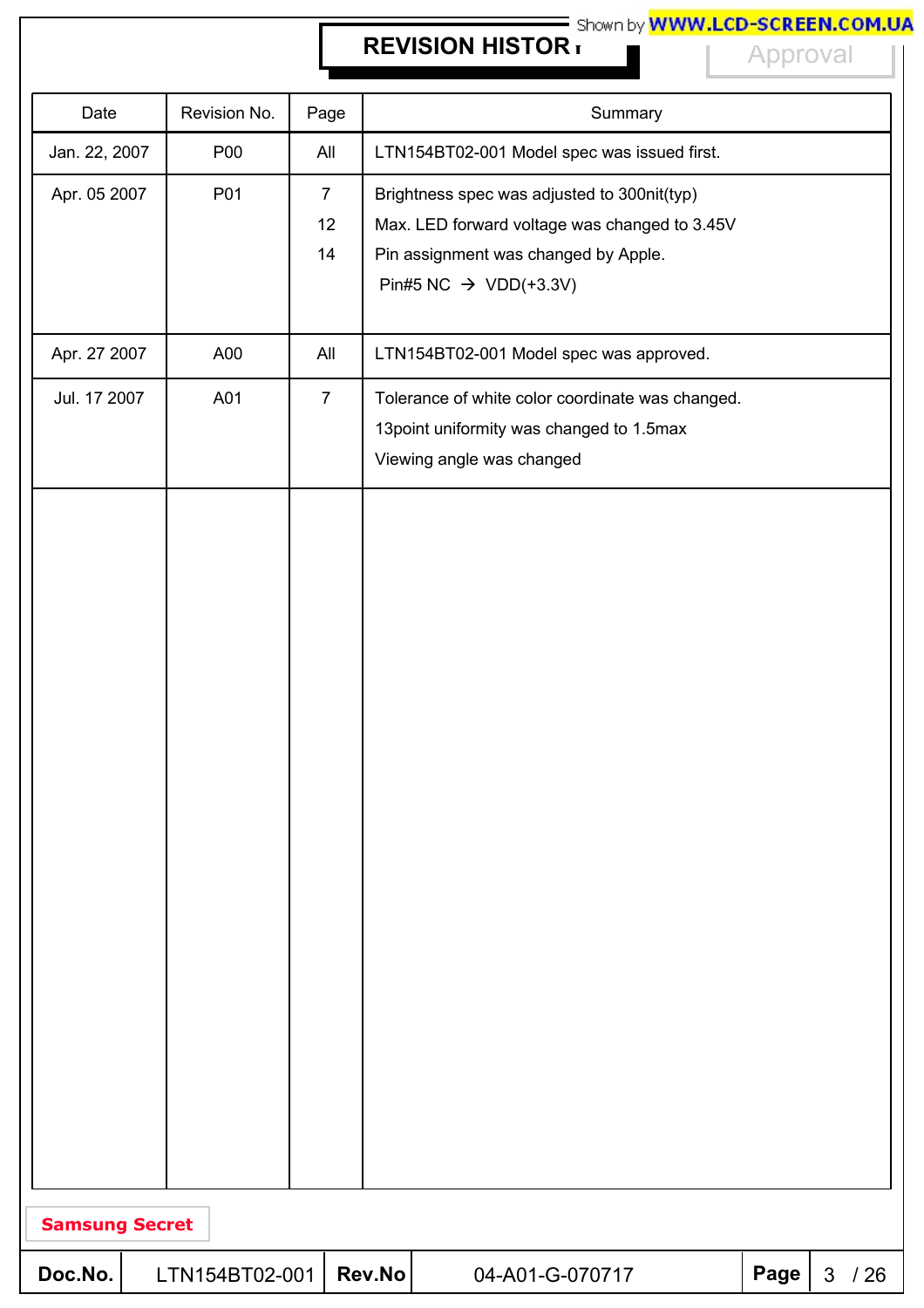# REVISION HISTORY

| Date | Revision No. | Page | Summary |
|---|---|---|---|
| Jan. 22, 2007 | P00 | All | LTN154BT02-001 Model spec was issued first. |
| Apr. 05 2007 | P01 | 7<br>12<br>14 | Brightness spec was adjusted to 300nit(typ)<br>Max. LED forward voltage was changed to 3.45V<br>Pin assignment was changed by Apple.<br>Pin#5 NC → VDD(+3.3V) |
| Apr. 27 2007 | A00 | All | LTN154BT02-001 Model spec was approved. |
| Jul. 17 2007 | A01 | 7 | Tolerance of white color coordinate was changed.<br>13point uniformity was changed to 1.5max<br>Viewing angle was changed |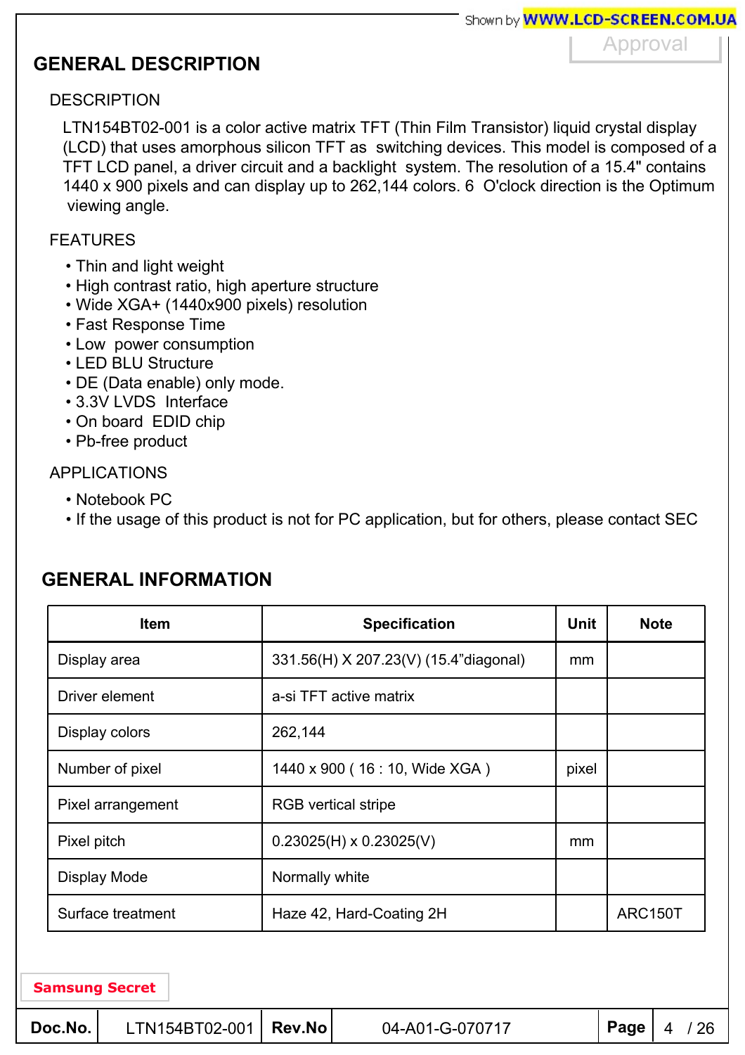## GENERAL DESCRIPTION

### DESCRIPTION

LTN154BT02-001 is a color active matrix TFT (Thin Film Transistor) liquid crystal display (LCD) that uses amorphous silicon TFT as switching devices. This model is composed of a TFT LCD panel, a driver circuit and a backlight system. The resolution of a 15.4" contains 1440 x 900 pixels and can display up to 262,144 colors. 6 O'clock direction is the Optimum viewing angle.

### FEATURES

- Thin and light weight
- High contrast ratio, high aperture structure
- Wide XGA+ (1440x900 pixels) resolution
- Fast Response Time
- Low power consumption
- LED BLU Structure
- DE (Data enable) only mode.
- 3.3V LVDS Interface
- On board EDID chip
- Pb-free product

### APPLICATIONS

- Notebook PC
- If the usage of this product is not for PC application, but for others, please contact SEC

## GENERAL INFORMATION

| Item | Specification | Unit | Note |
|---|---|---|---|
| Display area | 331.56(H) X 207.23(V) (15.4"diagonal) | mm | |
| Driver element | a-si TFT active matrix | | |
| Display colors | 262,144 | | |
| Number of pixel | 1440 x 900 ( 16 : 10, Wide XGA ) | pixel | |
| Pixel arrangement | RGB vertical stripe | | |
| Pixel pitch | 0.23025(H) x 0.23025(V) | mm | |
| Display Mode | Normally white | | |
| Surface treatment | Haze 42, Hard-Coating 2H | | ARC150T |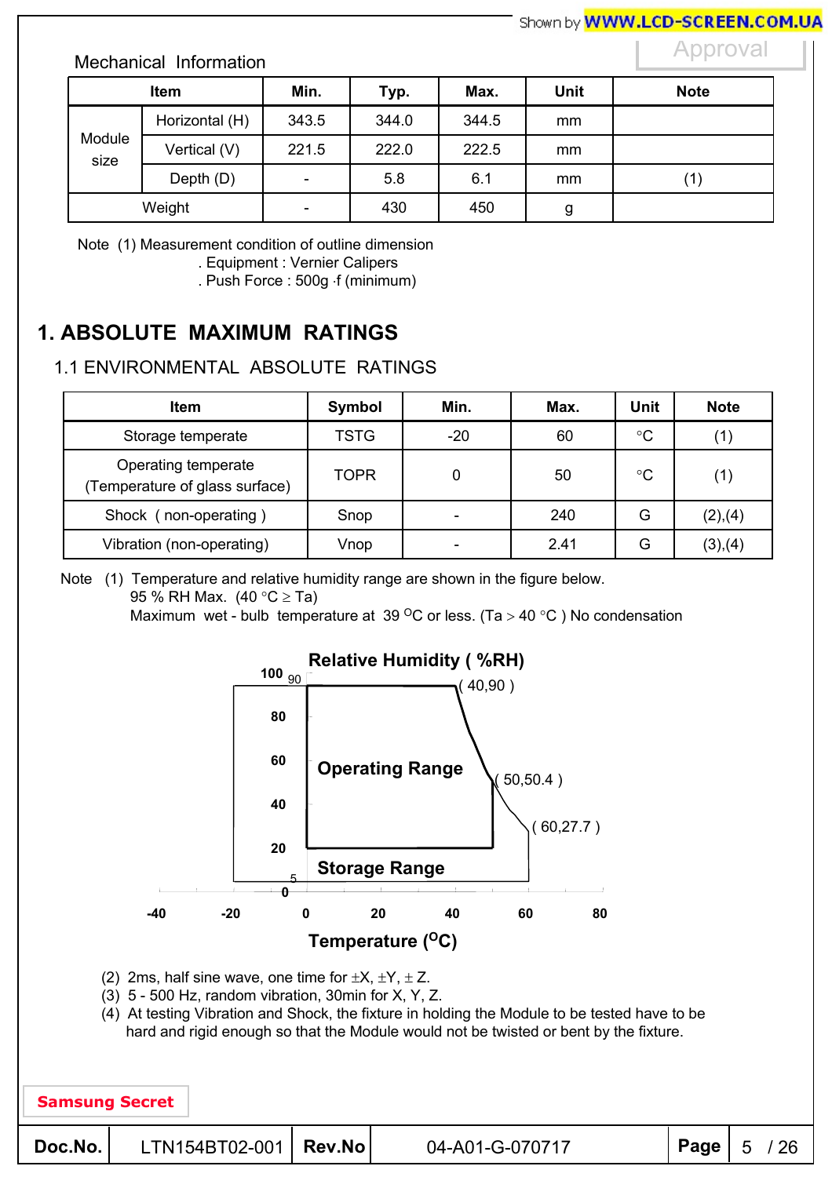Mechanical Information

| Item | | Min. | Typ. | Max. | Unit | Note |
|---|---|---|---|---|---|---|
| Module size | Horizontal (H) | 343.5 | 344.0 | 344.5 | mm | |
| | Vertical (V) | 221.5 | 222.0 | 222.5 | mm | |
| | Depth (D) | - | 5.8 | 6.1 | mm | (1) |
| Weight | | - | 430 | 450 | g | |

Note (1) Measurement condition of outline dimension
. Equipment : Vernier Calipers
. Push Force : 500g ·f (minimum)

# 1. ABSOLUTE MAXIMUM RATINGS

## 1.1 ENVIRONMENTAL ABSOLUTE RATINGS

| Item | Symbol | Min. | Max. | Unit | Note |
|---|---|---|---|---|---|
| Storage temperate | TSTG | -20 | 60 | °C | (1) |
| Operating temperate (Temperature of glass surface) | TOPR | 0 | 50 | °C | (1) |
| Shock ( non-operating ) | Snop | - | 240 | G | (2),(4) |
| Vibration (non-operating) | Vnop | - | 2.41 | G | (3),(4) |

Note (1) Temperature and relative humidity range are shown in the figure below.
95 % RH Max. (40 °C ≥ Ta)
Maximum wet - bulb temperature at 39 °C or less. (Ta > 40 °C ) No condensation

(2) 2ms, half sine wave, one time for ±X, ±Y, ± Z.
(3) 5 - 500 Hz, random vibration, 30min for X, Y, Z.
(4) At testing Vibration and Shock, the fixture in holding the Module to be tested have to be hard and rigid enough so that the Module would not be twisted or bent by the fixture.

Samsung Secret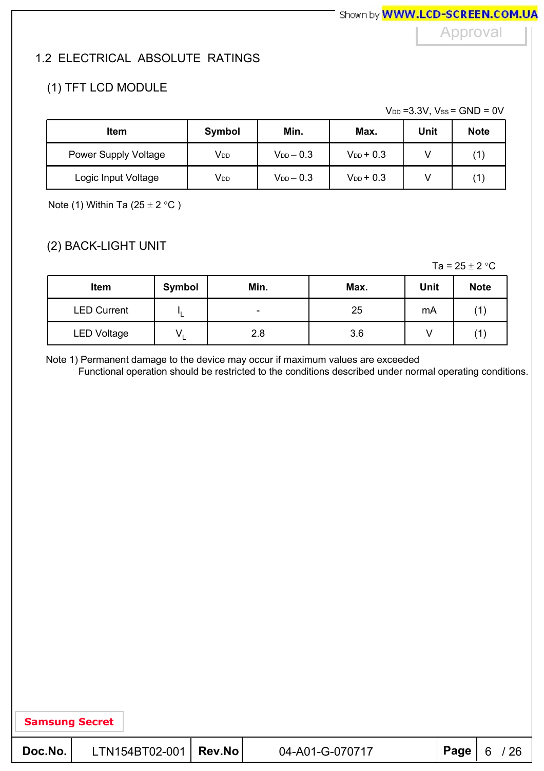## 1.2 ELECTRICAL ABSOLUTE RATINGS

### (1) TFT LCD MODULE

$V_{DD}$ =3.3V, $V_{SS}$ = GND = 0V

| Item | Symbol | Min. | Max. | Unit | Note |
|---|---|---|---|---|---|
| Power Supply Voltage | $V_{DD}$ | $V_{DD}$ – 0.3 | $V_{DD}$ + 0.3 | V | (1) |
| Logic Input Voltage | $V_{DD}$ | $V_{DD}$ – 0.3 | $V_{DD}$ + 0.3 | V | (1) |

Note (1) Within Ta (25 ± 2 °C )

### (2) BACK-LIGHT UNIT

Ta = 25 ± 2 °C

| Item | Symbol | Min. | Max. | Unit | Note |
|---|---|---|---|---|---|
| LED Current | $I_L$ | - | 25 | mA | (1) |
| LED Voltage | $V_L$ | 2.8 | 3.6 | V | (1) |

Note 1) Permanent damage to the device may occur if maximum values are exceeded
Functional operation should be restricted to the conditions described under normal operating conditions.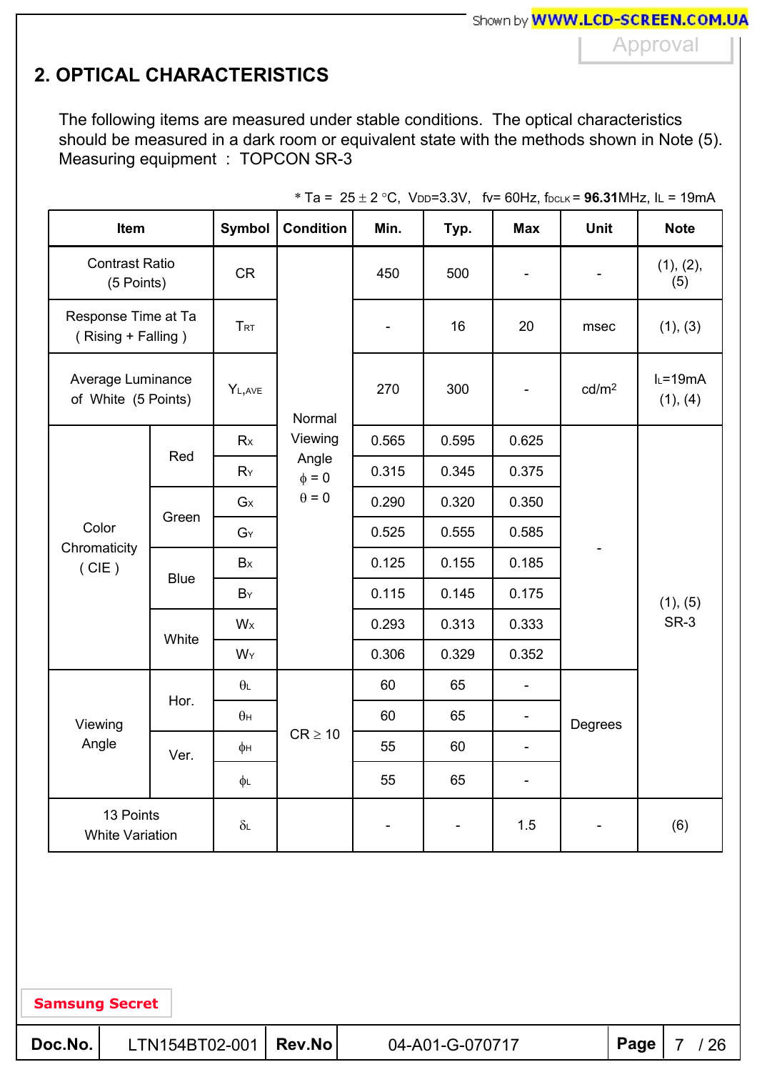## 2. OPTICAL CHARACTERISTICS

The following items are measured under stable conditions. The optical characteristics should be measured in a dark room or equivalent state with the methods shown in Note (5).
Measuring equipment : TOPCON SR-3

* Ta = 25 ± 2 °C, $V_{DD}$=3.3V, fv= 60Hz, $f_{DCLK}$ = **96.31**MHz, $I_L$ = 19mA

| Item | | Symbol | Condition | Min. | Typ. | Max | Unit | Note |
|---|---|---|---|---|---|---|---|---|
| Contrast Ratio (5 Points) | | CR | Normal Viewing Angle $\phi$ = 0 $\theta$ = 0 | 450 | 500 | - | - | (1), (2), (5) |
| Response Time at Ta ( Rising + Falling ) | | $T_{RT}$ | | - | 16 | 20 | msec | (1), (3) |
| Average Luminance of White (5 Points) | | $Y_{L,AVE}$ | | 270 | 300 | - | cd/m² | $I_L$=19mA (1), (4) |
| Color Chromaticity ( CIE ) | Red | $R_X$ | | 0.565 | 0.595 | 0.625 | - | (1), (5) SR-3 |
| | | $R_Y$ | | 0.315 | 0.345 | 0.375 | | |
| | Green | $G_X$ | | 0.290 | 0.320 | 0.350 | | |
| | | $G_Y$ | | 0.525 | 0.555 | 0.585 | | |
| | Blue | $B_X$ | | 0.125 | 0.155 | 0.185 | | |
| | | $B_Y$ | | 0.115 | 0.145 | 0.175 | | |
| | White | $W_X$ | | 0.293 | 0.313 | 0.333 | | |
| | | $W_Y$ | | 0.306 | 0.329 | 0.352 | | |
| Viewing Angle | Hor. | $\theta_L$ | CR ≥ 10 | 60 | 65 | - | Degrees | |
| | | $\theta_H$ | | 60 | 65 | - | | |
| | Ver. | $\phi_H$ | | 55 | 60 | - | | |
| | | $\phi_L$ | | 55 | 65 | - | | |
| 13 Points White Variation | | $\delta_L$ | | - | - | 1.5 | - | (6) |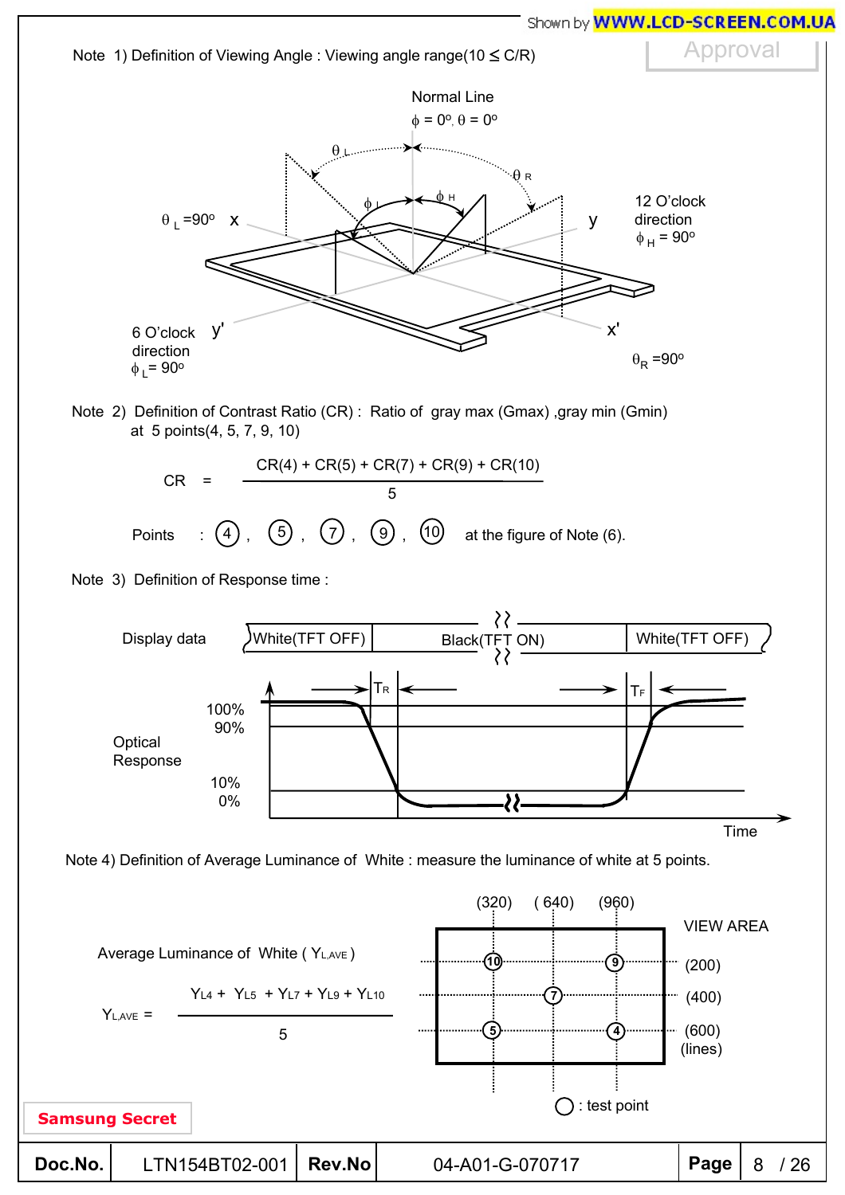Note 1) Definition of Viewing Angle : Viewing angle range($10 \leq C/R$)

Normal Line
$\phi = 0^o, \theta = 0^o$

$\theta_L$ $\theta_R$ $\phi_L$ $\phi_H$

$\theta_L = 90^o$ x

y

12 O'clock direction
$\phi_H = 90^o$

6 O'clock direction
$\phi_L = 90^o$

y'

x'

$\theta_R = 90^o$

Note 2) Definition of Contrast Ratio (CR) : Ratio of gray max (Gmax) ,gray min (Gmin) at 5 points(4, 5, 7, 9, 10)

$$CR = \frac{CR(4) + CR(5) + CR(7) + CR(9) + CR(10)}{5}$$

Points : ④ , ⑤ , ⑦ , ⑨ , ⑩ at the figure of Note (6).

Note 3) Definition of Response time :

Display data: White(TFT OFF) | Black(TFT ON) | White(TFT OFF)

Optical Response: 100%, 90%, 10%, 0%

$T_R$ $T_F$

Time

Note 4) Definition of Average Luminance of White : measure the luminance of white at 5 points.

Average Luminance of White ( $Y_{L,AVE}$ )

$$Y_{L,AVE} = \frac{Y_{L4} + Y_{L5} + Y_{L7} + Y_{L9} + Y_{L10}}{5}$$

(320) (640) (960)

VIEW AREA

(200) (400) (600) (lines)

○ : test point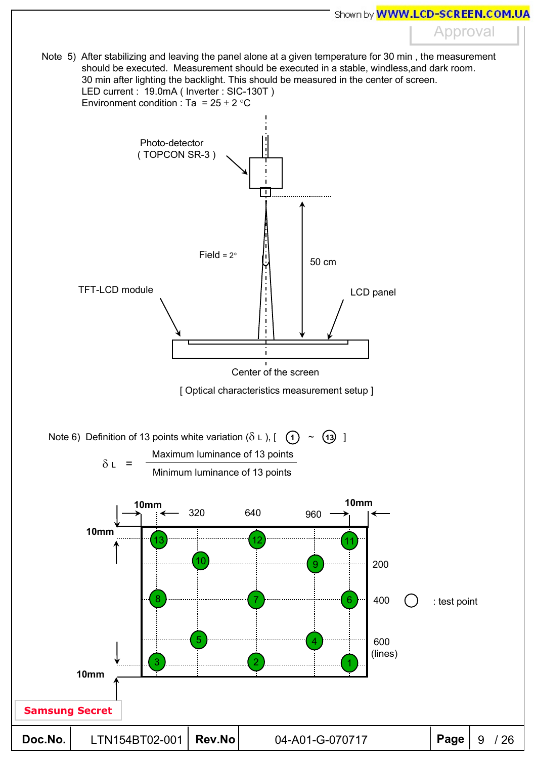Note 5) After stabilizing and leaving the panel alone at a given temperature for 30 min , the measurement should be executed. Measurement should be executed in a stable, windless,and dark room. 30 min after lighting the backlight. This should be measured in the center of screen.
LED current : 19.0mA ( Inverter : SIC-130T )
Environment condition : Ta = 25 ± 2 °C

Photo-detector
( TOPCON SR-3 )

Field = 2°

50 cm

TFT-LCD module

LCD panel

Center of the screen

[ Optical characteristics measurement setup ]

Note 6) Definition of 13 points white variation ($\delta_L$ ), [ ① ~ ⑬ ]

$$\delta_L = \frac{\text{Maximum luminance of 13 points}}{\text{Minimum luminance of 13 points}}$$

10mm 320 640 960 10mm

10mm

200

400 ○ : test point

600 (lines)

10mm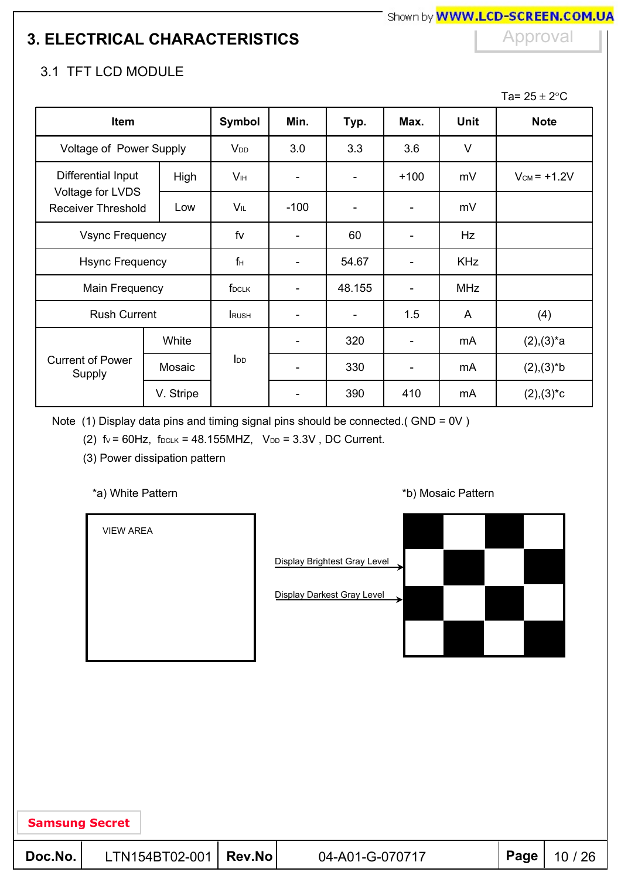# 3. ELECTRICAL CHARACTERISTICS

## 3.1 TFT LCD MODULE

Ta= 25 ± 2°C

| Item | | Symbol | Min. | Typ. | Max. | Unit | Note |
|---|---|---|---|---|---|---|---|
| Voltage of Power Supply | | $V_{DD}$ | 3.0 | 3.3 | 3.6 | V | |
| Differential Input Voltage for LVDS Receiver Threshold | High | $V_{IH}$ | - | - | +100 | mV | $V_{CM}$ = +1.2V |
| | Low | $V_{IL}$ | -100 | - | - | mV | |
| Vsync Frequency | | fv | - | 60 | - | Hz | |
| Hsync Frequency | | $f_H$ | - | 54.67 | - | KHz | |
| Main Frequency | | $f_{DCLK}$ | - | 48.155 | - | MHz | |
| Rush Current | | $I_{RUSH}$ | - | - | 1.5 | A | (4) |
| Current of Power Supply | White | $I_{DD}$ | - | 320 | - | mA | (2),(3)*a |
| | Mosaic | | - | 330 | - | mA | (2),(3)*b |
| | V. Stripe | | - | 390 | 410 | mA | (2),(3)*c |

Note (1) Display data pins and timing signal pins should be connected.( GND = 0V )

(2) $f_V$ = 60Hz, $f_{DCLK}$ = 48.155MHZ, $V_{DD}$ = 3.3V , DC Current.

(3) Power dissipation pattern

*a) White Pattern

VIEW AREA

*b) Mosaic Pattern

Display Brightest Gray Level

Display Darkest Gray Level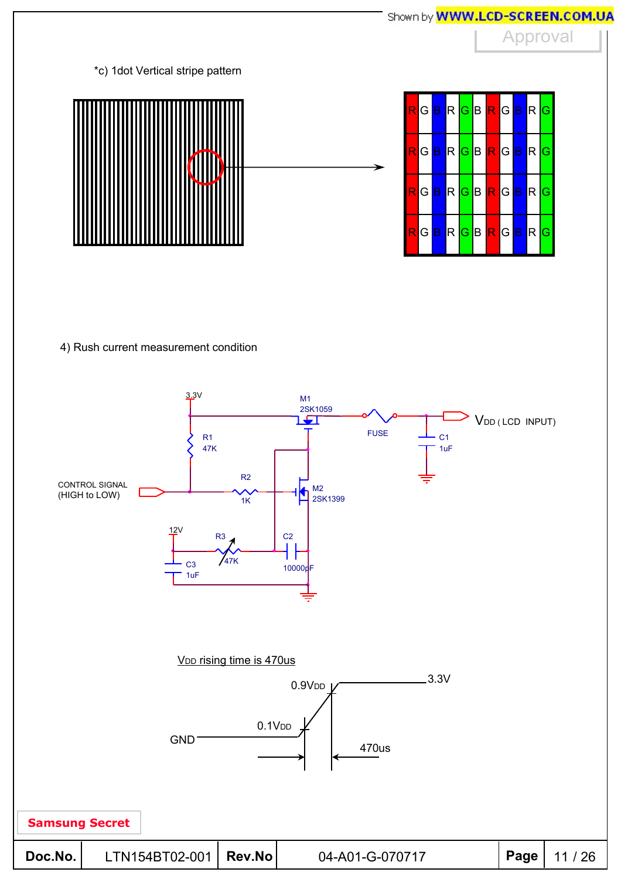*c) 1dot Vertical stripe pattern

| R | G | B | R | G | B | R | G | B | R | G |
|---|---|---|---|---|---|---|---|---|---|---|
| R | G | B | R | G | B | R | G | B | R | G |
| R | G | B | R | G | B | R | G | B | R | G |
| R | G | B | R | G | B | R | G | B | R | G |

4) Rush current measurement condition

3.3V
M1 2SK1059
FUSE
$V_{DD}$ ( LCD INPUT)
C1 1uF
R1 47K
CONTROL SIGNAL (HIGH to LOW)
R2 1K
M2 2SK1399
12V
R3 47K
C2 10000pF
C3 1uF

$V_{DD}$ rising time is 470us

0.9$V_{DD}$
3.3V
0.1$V_{DD}$
GND
470us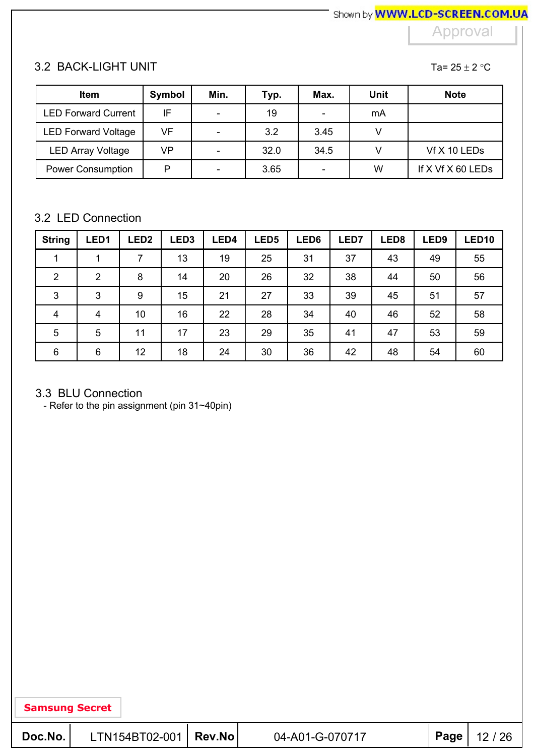## 3.2 BACK-LIGHT UNIT

Ta= 25 ± 2 °C

| Item | Symbol | Min. | Typ. | Max. | Unit | Note |
|---|---|---|---|---|---|---|
| LED Forward Current | IF | - | 19 | - | mA | |
| LED Forward Voltage | VF | - | 3.2 | 3.45 | V | |
| LED Array Voltage | VP | - | 32.0 | 34.5 | V | Vf X 10 LEDs |
| Power Consumption | P | - | 3.65 | - | W | If X Vf X 60 LEDs |

## 3.2 LED Connection

| String | LED1 | LED2 | LED3 | LED4 | LED5 | LED6 | LED7 | LED8 | LED9 | LED10 |
|---|---|---|---|---|---|---|---|---|---|---|
| 1 | 1 | 7 | 13 | 19 | 25 | 31 | 37 | 43 | 49 | 55 |
| 2 | 2 | 8 | 14 | 20 | 26 | 32 | 38 | 44 | 50 | 56 |
| 3 | 3 | 9 | 15 | 21 | 27 | 33 | 39 | 45 | 51 | 57 |
| 4 | 4 | 10 | 16 | 22 | 28 | 34 | 40 | 46 | 52 | 58 |
| 5 | 5 | 11 | 17 | 23 | 29 | 35 | 41 | 47 | 53 | 59 |
| 6 | 6 | 12 | 18 | 24 | 30 | 36 | 42 | 48 | 54 | 60 |

## 3.3 BLU Connection

- Refer to the pin assignment (pin 31~40pin)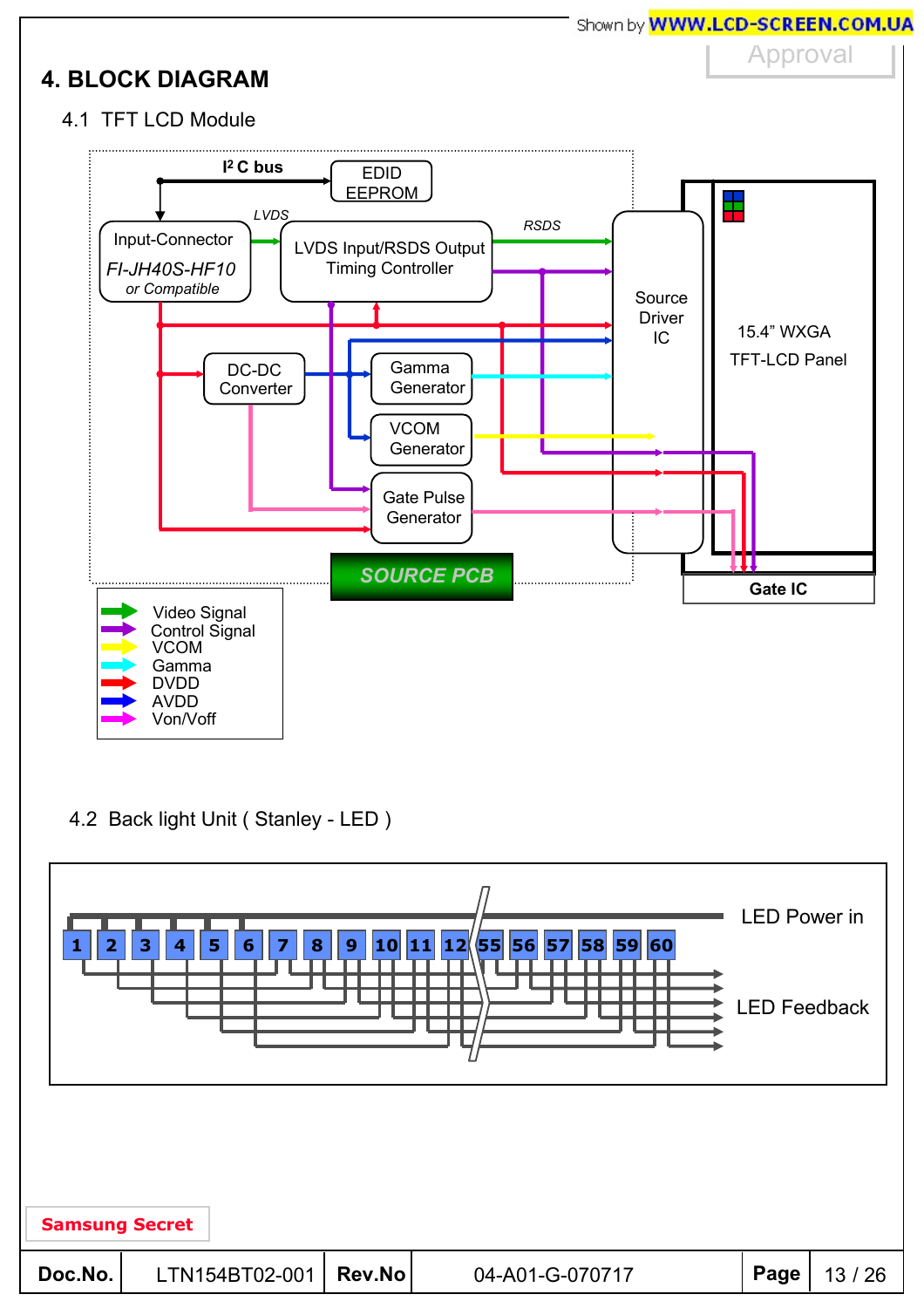# 4. BLOCK DIAGRAM

## 4.1 TFT LCD Module

I²C bus

EDID EEPROM

LVDS

Input-Connector

*FI-JH40S-HF10*

*or Compatible*

LVDS Input/RSDS Output Timing Controller

RSDS

Source Driver IC

15.4" WXGA TFT-LCD Panel

DC-DC Converter

Gamma Generator

VCOM Generator

Gate Pulse Generator

SOURCE PCB

Gate IC

- Video Signal
- Control Signal
- VCOM
- Gamma
- DVDD
- AVDD
- Von/Voff

## 4.2 Back light Unit ( Stanley - LED )

1 2 3 4 5 6 7 8 9 10 11 12 55 56 57 58 59 60

LED Power in

LED Feedback

Samsung Secret

| Doc.No. | LTN154BT02-001 | Rev.No | 04-A01-G-070717 |
|---|---|---|---|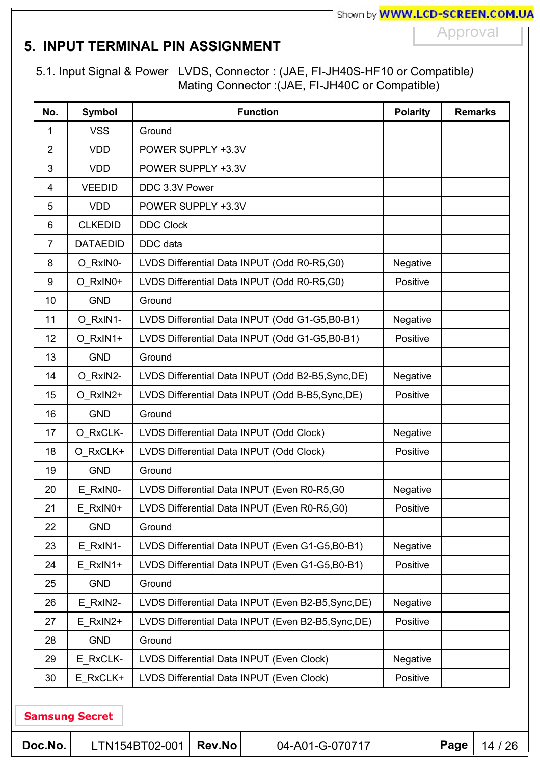## 5. INPUT TERMINAL PIN ASSIGNMENT

5.1. Input Signal & Power LVDS, Connector : (JAE, FI-JH40S-HF10 or Compatible)
Mating Connector :(JAE, FI-JH40C or Compatible)

| No. | Symbol | Function | Polarity | Remarks |
|---|---|---|---|---|
| 1 | VSS | Ground | | |
| 2 | VDD | POWER SUPPLY +3.3V | | |
| 3 | VDD | POWER SUPPLY +3.3V | | |
| 4 | VEEDID | DDC 3.3V Power | | |
| 5 | VDD | POWER SUPPLY +3.3V | | |
| 6 | CLKEDID | DDC Clock | | |
| 7 | DATAEDID | DDC data | | |
| 8 | O_RxIN0- | LVDS Differential Data INPUT (Odd R0-R5,G0) | Negative | |
| 9 | O_RxIN0+ | LVDS Differential Data INPUT (Odd R0-R5,G0) | Positive | |
| 10 | GND | Ground | | |
| 11 | O_RxIN1- | LVDS Differential Data INPUT (Odd G1-G5,B0-B1) | Negative | |
| 12 | O_RxIN1+ | LVDS Differential Data INPUT (Odd G1-G5,B0-B1) | Positive | |
| 13 | GND | Ground | | |
| 14 | O_RxIN2- | LVDS Differential Data INPUT (Odd B2-B5,Sync,DE) | Negative | |
| 15 | O_RxIN2+ | LVDS Differential Data INPUT (Odd B-B5,Sync,DE) | Positive | |
| 16 | GND | Ground | | |
| 17 | O_RxCLK- | LVDS Differential Data INPUT (Odd Clock) | Negative | |
| 18 | O_RxCLK+ | LVDS Differential Data INPUT (Odd Clock) | Positive | |
| 19 | GND | Ground | | |
| 20 | E_RxIN0- | LVDS Differential Data INPUT (Even R0-R5,G0 | Negative | |
| 21 | E_RxIN0+ | LVDS Differential Data INPUT (Even R0-R5,G0) | Positive | |
| 22 | GND | Ground | | |
| 23 | E_RxIN1- | LVDS Differential Data INPUT (Even G1-G5,B0-B1) | Negative | |
| 24 | E_RxIN1+ | LVDS Differential Data INPUT (Even G1-G5,B0-B1) | Positive | |
| 25 | GND | Ground | | |
| 26 | E_RxIN2- | LVDS Differential Data INPUT (Even B2-B5,Sync,DE) | Negative | |
| 27 | E_RxIN2+ | LVDS Differential Data INPUT (Even B2-B5,Sync,DE) | Positive | |
| 28 | GND | Ground | | |
| 29 | E_RxCLK- | LVDS Differential Data INPUT (Even Clock) | Negative | |
| 30 | E_RxCLK+ | LVDS Differential Data INPUT (Even Clock) | Positive | |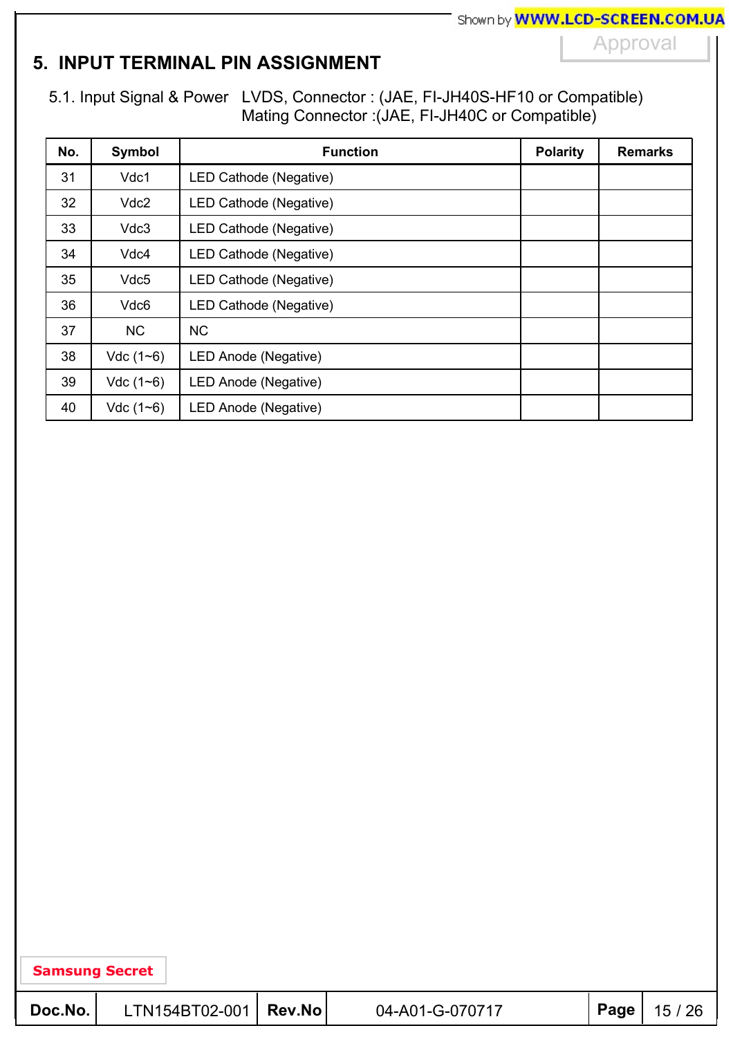## 5. INPUT TERMINAL PIN ASSIGNMENT

5.1. Input Signal & Power LVDS, Connector : (JAE, FI-JH40S-HF10 or Compatible)
Mating Connector :(JAE, FI-JH40C or Compatible)

| No. | Symbol | Function | Polarity | Remarks |
|---|---|---|---|---|
| 31 | Vdc1 | LED Cathode (Negative) | | |
| 32 | Vdc2 | LED Cathode (Negative) | | |
| 33 | Vdc3 | LED Cathode (Negative) | | |
| 34 | Vdc4 | LED Cathode (Negative) | | |
| 35 | Vdc5 | LED Cathode (Negative) | | |
| 36 | Vdc6 | LED Cathode (Negative) | | |
| 37 | NC | NC | | |
| 38 | Vdc (1~6) | LED Anode (Negative) | | |
| 39 | Vdc (1~6) | LED Anode (Negative) | | |
| 40 | Vdc (1~6) | LED Anode (Negative) | | |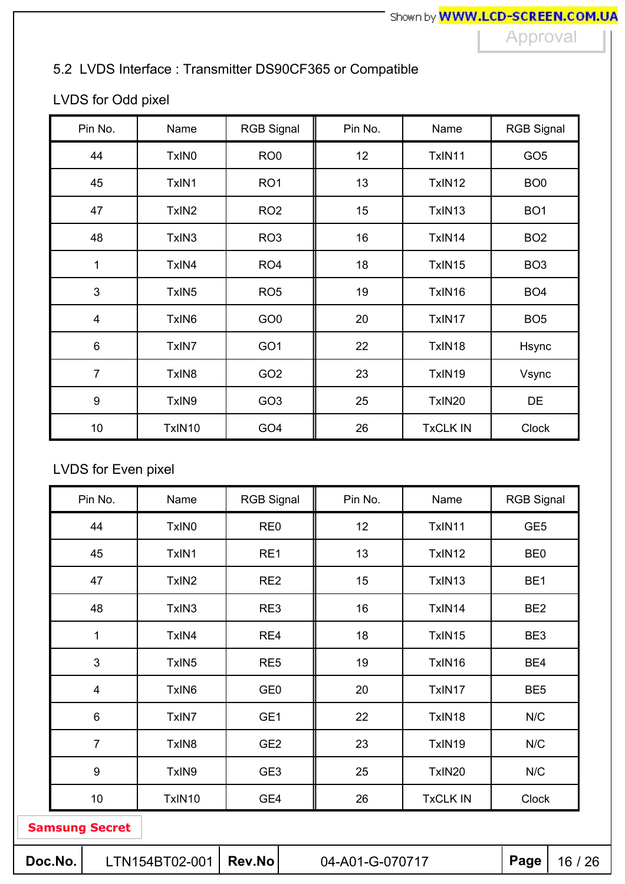## 5.2 LVDS Interface : Transmitter DS90CF365 or Compatible

LVDS for Odd pixel

| Pin No. | Name | RGB Signal | Pin No. | Name | RGB Signal |
|---|---|---|---|---|---|
| 44 | TxIN0 | RO0 | 12 | TxIN11 | GO5 |
| 45 | TxIN1 | RO1 | 13 | TxIN12 | BO0 |
| 47 | TxIN2 | RO2 | 15 | TxIN13 | BO1 |
| 48 | TxIN3 | RO3 | 16 | TxIN14 | BO2 |
| 1 | TxIN4 | RO4 | 18 | TxIN15 | BO3 |
| 3 | TxIN5 | RO5 | 19 | TxIN16 | BO4 |
| 4 | TxIN6 | GO0 | 20 | TxIN17 | BO5 |
| 6 | TxIN7 | GO1 | 22 | TxIN18 | Hsync |
| 7 | TxIN8 | GO2 | 23 | TxIN19 | Vsync |
| 9 | TxIN9 | GO3 | 25 | TxIN20 | DE |
| 10 | TxIN10 | GO4 | 26 | TxCLK IN | Clock |

LVDS for Even pixel

| Pin No. | Name | RGB Signal | Pin No. | Name | RGB Signal |
|---|---|---|---|---|---|
| 44 | TxIN0 | RE0 | 12 | TxIN11 | GE5 |
| 45 | TxIN1 | RE1 | 13 | TxIN12 | BE0 |
| 47 | TxIN2 | RE2 | 15 | TxIN13 | BE1 |
| 48 | TxIN3 | RE3 | 16 | TxIN14 | BE2 |
| 1 | TxIN4 | RE4 | 18 | TxIN15 | BE3 |
| 3 | TxIN5 | RE5 | 19 | TxIN16 | BE4 |
| 4 | TxIN6 | GE0 | 20 | TxIN17 | BE5 |
| 6 | TxIN7 | GE1 | 22 | TxIN18 | N/C |
| 7 | TxIN8 | GE2 | 23 | TxIN19 | N/C |
| 9 | TxIN9 | GE3 | 25 | TxIN20 | N/C |
| 10 | TxIN10 | GE4 | 26 | TxCLK IN | Clock |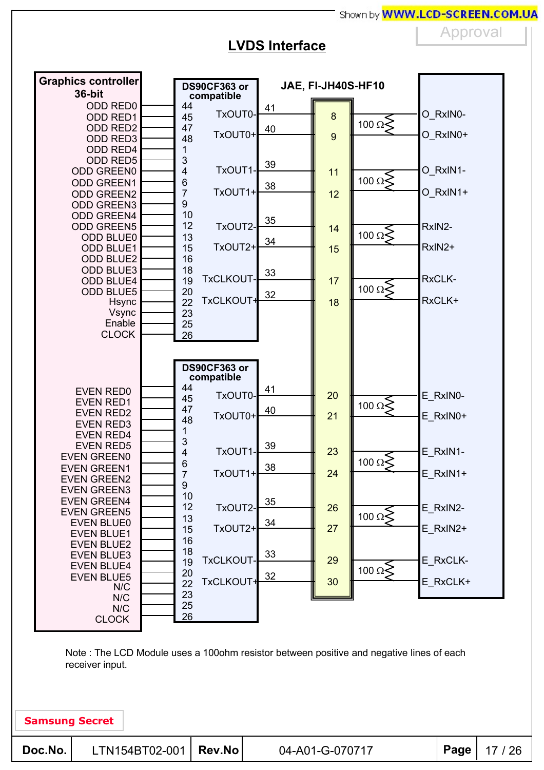## LVDS Interface

**Graphics controller 36-bit** → **DS90CF363 or compatible** → **JAE, FI-JH40S-HF10** → LCD Module

### Odd channel

| Graphics controller signal | DS90CF363 input pin |
|---|---|
| ODD RED0 | 44 |
| ODD RED1 | 45 |
| ODD RED2 | 47 |
| ODD RED3 | 48 |
| ODD RED4 | 1 |
| ODD RED5 | 3 |
| ODD GREEN0 | 4 |
| ODD GREEN1 | 6 |
| ODD GREEN2 | 7 |
| ODD GREEN3 | 9 |
| ODD GREEN4 | 10 |
| ODD GREEN5 | 12 |
| ODD BLUE0 | 13 |
| ODD BLUE1 | 15 |
| ODD BLUE2 | 16 |
| ODD BLUE3 | 18 |
| ODD BLUE4 | 19 |
| ODD BLUE5 | 20 |
| Hsync | 22 |
| Vsync | 23 |
| Enable | 25 |
| CLOCK | 26 |

| DS90CF363 output | DS90CF363 pin | JAE connector pin | Termination | LCD receiver input |
|---|---|---|---|---|
| TxOUT0- | 41 | 8 | 100 Ω | O_RxIN0- |
| TxOUT0+ | 40 | 9 | | O_RxIN0+ |
| TxOUT1- | 39 | 11 | 100 Ω | O_RxIN1- |
| TxOUT1+ | 38 | 12 | | O_RxIN1+ |
| TxOUT2- | 35 | 14 | 100 Ω | RxIN2- |
| TxOUT2+ | 34 | 15 | | RxIN2+ |
| TxCLKOUT- | 33 | 17 | 100 Ω | RxCLK- |
| TxCLKOUT+ | 32 | 18 | | RxCLK+ |

### Even channel

| Graphics controller signal | DS90CF363 input pin |
|---|---|
| EVEN RED0 | 44 |
| EVEN RED1 | 45 |
| EVEN RED2 | 47 |
| EVEN RED3 | 48 |
| EVEN RED4 | 1 |
| EVEN RED5 | 3 |
| EVEN GREEN0 | 4 |
| EVEN GREEN1 | 6 |
| EVEN GREEN2 | 7 |
| EVEN GREEN3 | 9 |
| EVEN GREEN4 | 10 |
| EVEN GREEN5 | 12 |
| EVEN BLUE0 | 13 |
| EVEN BLUE1 | 15 |
| EVEN BLUE2 | 16 |
| EVEN BLUE3 | 18 |
| EVEN BLUE4 | 19 |
| EVEN BLUE5 | 20 |
| N/C | 22 |
| N/C | 23 |
| N/C | 25 |
| CLOCK | 26 |

| DS90CF363 output | DS90CF363 pin | JAE connector pin | Termination | LCD receiver input |
|---|---|---|---|---|
| TxOUT0- | 41 | 20 | 100 Ω | E_RxIN0- |
| TxOUT0+ | 40 | 21 | | E_RxIN0+ |
| TxOUT1- | 39 | 23 | 100 Ω | E_RxIN1- |
| TxOUT1+ | 38 | 24 | | E_RxIN1+ |
| TxOUT2- | 35 | 26 | 100 Ω | E_RxIN2- |
| TxOUT2+ | 34 | 27 | | E_RxIN2+ |
| TxCLKOUT- | 33 | 29 | 100 Ω | E_RxCLK- |
| TxCLKOUT+ | 32 | 30 | | E_RxCLK+ |

Note : The LCD Module uses a 100ohm resistor between positive and negative lines of each receiver input.

Samsung Secret

| Doc.No. | LTN154BT02-001 | Rev.No | 04-A01-G-070717 |
|---|---|---|---|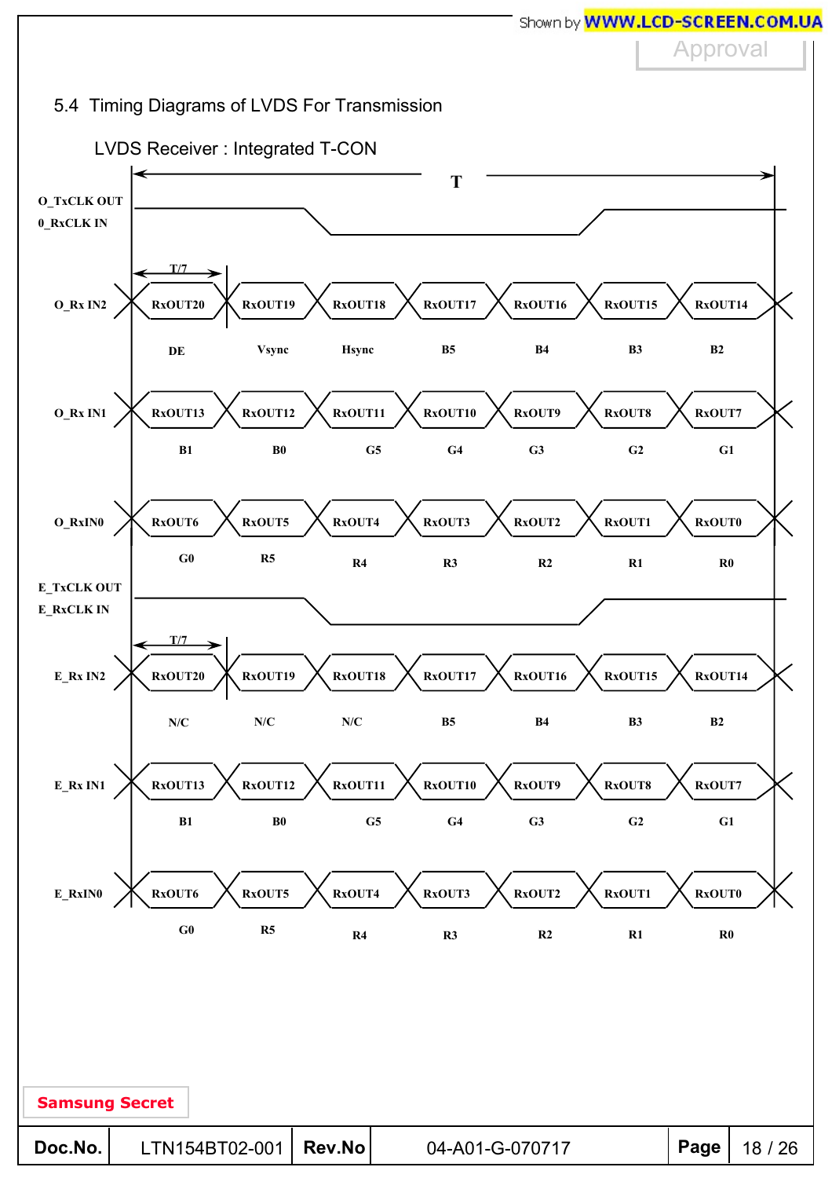## 5.4 Timing Diagrams of LVDS For Transmission

LVDS Receiver : Integrated T-CON

T

O_TxCLK OUT
0_RxCLK IN

T/7

| Signal | | | | | | | |
|---|---|---|---|---|---|---|---|
| O_Rx IN2 | RxOUT20 | RxOUT19 | RxOUT18 | RxOUT17 | RxOUT16 | RxOUT15 | RxOUT14 |
| | DE | Vsync | Hsync | B5 | B4 | B3 | B2 |
| O_Rx IN1 | RxOUT13 | RxOUT12 | RxOUT11 | RxOUT10 | RxOUT9 | RxOUT8 | RxOUT7 |
| | B1 | B0 | G5 | G4 | G3 | G2 | G1 |
| O_RxIN0 | RxOUT6 | RxOUT5 | RxOUT4 | RxOUT3 | RxOUT2 | RxOUT1 | RxOUT0 |
| | G0 | R5 | R4 | R3 | R2 | R1 | R0 |

E_TxCLK OUT
E_RxCLK IN

T/7

| Signal | | | | | | | |
|---|---|---|---|---|---|---|---|
| E_Rx IN2 | RxOUT20 | RxOUT19 | RxOUT18 | RxOUT17 | RxOUT16 | RxOUT15 | RxOUT14 |
| | N/C | N/C | N/C | B5 | B4 | B3 | B2 |
| E_Rx IN1 | RxOUT13 | RxOUT12 | RxOUT11 | RxOUT10 | RxOUT9 | RxOUT8 | RxOUT7 |
| | B1 | B0 | G5 | G4 | G3 | G2 | G1 |
| E_RxIN0 | RxOUT6 | RxOUT5 | RxOUT4 | RxOUT3 | RxOUT2 | RxOUT1 | RxOUT0 |
| | G0 | R5 | R4 | R3 | R2 | R1 | R0 |

Samsung Secret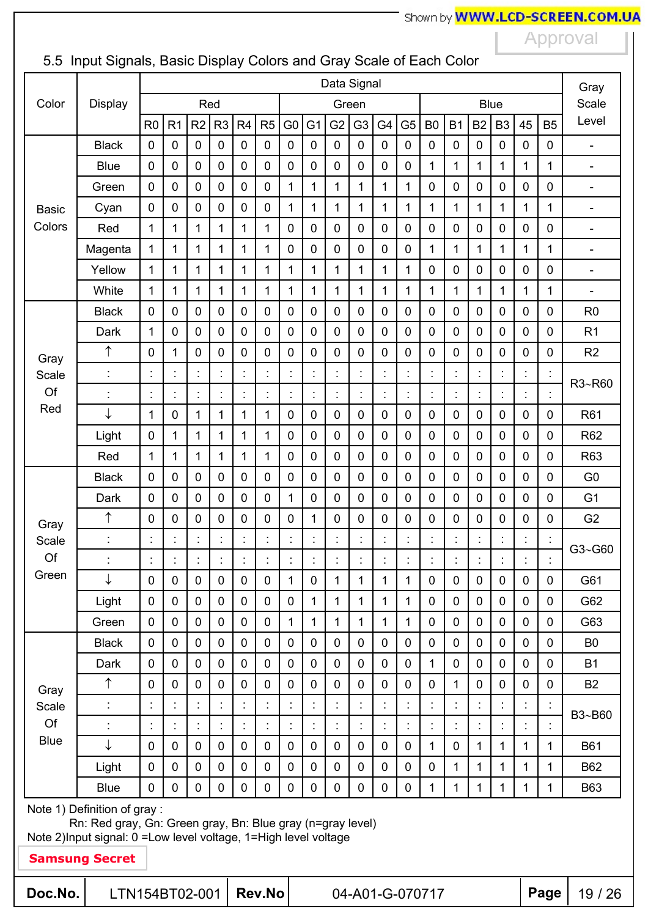## 5.5 Input Signals, Basic Display Colors and Gray Scale of Each Color

| Color | Display | Data Signal | | | | | | | | | | | | | | | | | | Gray Scale Level |
|---|---|---|---|---|---|---|---|---|---|---|---|---|---|---|---|---|---|---|---|---|
| | | Red | | | | | | Green | | | | | | Blue | | | | | | |
| | | R0 | R1 | R2 | R3 | R4 | R5 | G0 | G1 | G2 | G3 | G4 | G5 | B0 | B1 | B2 | B3 | 45 | B5 | |
| Basic Colors | Black | 0 | 0 | 0 | 0 | 0 | 0 | 0 | 0 | 0 | 0 | 0 | 0 | 0 | 0 | 0 | 0 | 0 | 0 | - |
| | Blue | 0 | 0 | 0 | 0 | 0 | 0 | 0 | 0 | 0 | 0 | 0 | 0 | 1 | 1 | 1 | 1 | 1 | 1 | - |
| | Green | 0 | 0 | 0 | 0 | 0 | 0 | 1 | 1 | 1 | 1 | 1 | 1 | 0 | 0 | 0 | 0 | 0 | 0 | - |
| | Cyan | 0 | 0 | 0 | 0 | 0 | 0 | 1 | 1 | 1 | 1 | 1 | 1 | 1 | 1 | 1 | 1 | 1 | 1 | - |
| | Red | 1 | 1 | 1 | 1 | 1 | 1 | 0 | 0 | 0 | 0 | 0 | 0 | 0 | 0 | 0 | 0 | 0 | 0 | - |
| | Magenta | 1 | 1 | 1 | 1 | 1 | 1 | 0 | 0 | 0 | 0 | 0 | 0 | 1 | 1 | 1 | 1 | 1 | 1 | - |
| | Yellow | 1 | 1 | 1 | 1 | 1 | 1 | 1 | 1 | 1 | 1 | 1 | 1 | 0 | 0 | 0 | 0 | 0 | 0 | - |
| | White | 1 | 1 | 1 | 1 | 1 | 1 | 1 | 1 | 1 | 1 | 1 | 1 | 1 | 1 | 1 | 1 | 1 | 1 | - |
| Gray Scale Of Red | Black | 0 | 0 | 0 | 0 | 0 | 0 | 0 | 0 | 0 | 0 | 0 | 0 | 0 | 0 | 0 | 0 | 0 | 0 | R0 |
| | Dark | 1 | 0 | 0 | 0 | 0 | 0 | 0 | 0 | 0 | 0 | 0 | 0 | 0 | 0 | 0 | 0 | 0 | 0 | R1 |
| | ↑ | 0 | 1 | 0 | 0 | 0 | 0 | 0 | 0 | 0 | 0 | 0 | 0 | 0 | 0 | 0 | 0 | 0 | 0 | R2 |
| | : | : | : | : | : | : | : | : | : | : | : | : | : | : | : | : | : | : | : | R3~R60 |
| | : | : | : | : | : | : | : | : | : | : | : | : | : | : | : | : | : | : | : | |
| | ↓ | 1 | 0 | 1 | 1 | 1 | 1 | 0 | 0 | 0 | 0 | 0 | 0 | 0 | 0 | 0 | 0 | 0 | 0 | R61 |
| | Light | 0 | 1 | 1 | 1 | 1 | 1 | 0 | 0 | 0 | 0 | 0 | 0 | 0 | 0 | 0 | 0 | 0 | 0 | R62 |
| | Red | 1 | 1 | 1 | 1 | 1 | 1 | 0 | 0 | 0 | 0 | 0 | 0 | 0 | 0 | 0 | 0 | 0 | 0 | R63 |
| Gray Scale Of Green | Black | 0 | 0 | 0 | 0 | 0 | 0 | 0 | 0 | 0 | 0 | 0 | 0 | 0 | 0 | 0 | 0 | 0 | 0 | G0 |
| | Dark | 0 | 0 | 0 | 0 | 0 | 0 | 1 | 0 | 0 | 0 | 0 | 0 | 0 | 0 | 0 | 0 | 0 | 0 | G1 |
| | ↑ | 0 | 0 | 0 | 0 | 0 | 0 | 0 | 1 | 0 | 0 | 0 | 0 | 0 | 0 | 0 | 0 | 0 | 0 | G2 |
| | : | : | : | : | : | : | : | : | : | : | : | : | : | : | : | : | : | : | : | G3~G60 |
| | : | : | : | : | : | : | : | : | : | : | : | : | : | : | : | : | : | : | : | |
| | ↓ | 0 | 0 | 0 | 0 | 0 | 0 | 1 | 0 | 1 | 1 | 1 | 1 | 0 | 0 | 0 | 0 | 0 | 0 | G61 |
| | Light | 0 | 0 | 0 | 0 | 0 | 0 | 0 | 1 | 1 | 1 | 1 | 1 | 0 | 0 | 0 | 0 | 0 | 0 | G62 |
| | Green | 0 | 0 | 0 | 0 | 0 | 0 | 1 | 1 | 1 | 1 | 1 | 1 | 0 | 0 | 0 | 0 | 0 | 0 | G63 |
| Gray Scale Of Blue | Black | 0 | 0 | 0 | 0 | 0 | 0 | 0 | 0 | 0 | 0 | 0 | 0 | 0 | 0 | 0 | 0 | 0 | 0 | B0 |
| | Dark | 0 | 0 | 0 | 0 | 0 | 0 | 0 | 0 | 0 | 0 | 0 | 0 | 1 | 0 | 0 | 0 | 0 | 0 | B1 |
| | ↑ | 0 | 0 | 0 | 0 | 0 | 0 | 0 | 0 | 0 | 0 | 0 | 0 | 0 | 1 | 0 | 0 | 0 | 0 | B2 |
| | : | : | : | : | : | : | : | : | : | : | : | : | : | : | : | : | : | : | : | B3~B60 |
| | : | : | : | : | : | : | : | : | : | : | : | : | : | : | : | : | : | : | : | |
| | ↓ | 0 | 0 | 0 | 0 | 0 | 0 | 0 | 0 | 0 | 0 | 0 | 0 | 1 | 0 | 1 | 1 | 1 | 1 | B61 |
| | Light | 0 | 0 | 0 | 0 | 0 | 0 | 0 | 0 | 0 | 0 | 0 | 0 | 0 | 1 | 1 | 1 | 1 | 1 | B62 |
| | Blue | 0 | 0 | 0 | 0 | 0 | 0 | 0 | 0 | 0 | 0 | 0 | 0 | 1 | 1 | 1 | 1 | 1 | 1 | B63 |

Note 1) Definition of gray :
Rn: Red gray, Gn: Green gray, Bn: Blue gray (n=gray level)
Note 2)Input signal: 0 =Low level voltage, 1=High level voltage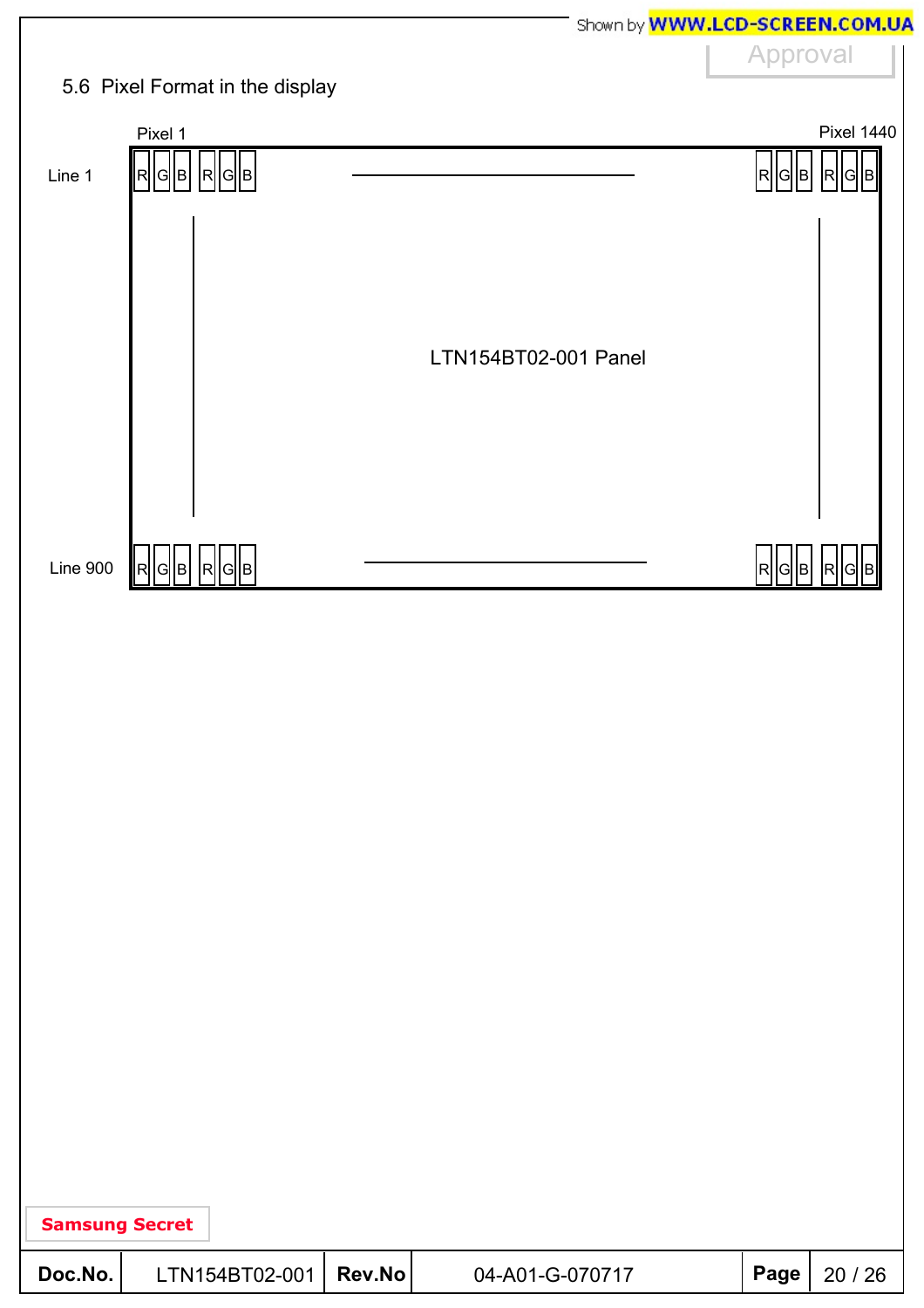## 5.6 Pixel Format in the display

Pixel 1 | Pixel 1440

Line 1: R G B R G B ——— R G B R G B

LTN154BT02-001 Panel

Line 900: R G B R G B ——— R G B R G B

Samsung Secret

| Doc.No. | LTN154BT02-001 | Rev.No | 04-A01-G-070717 | Page | 20 / 26 |
|---|---|---|---|---|---|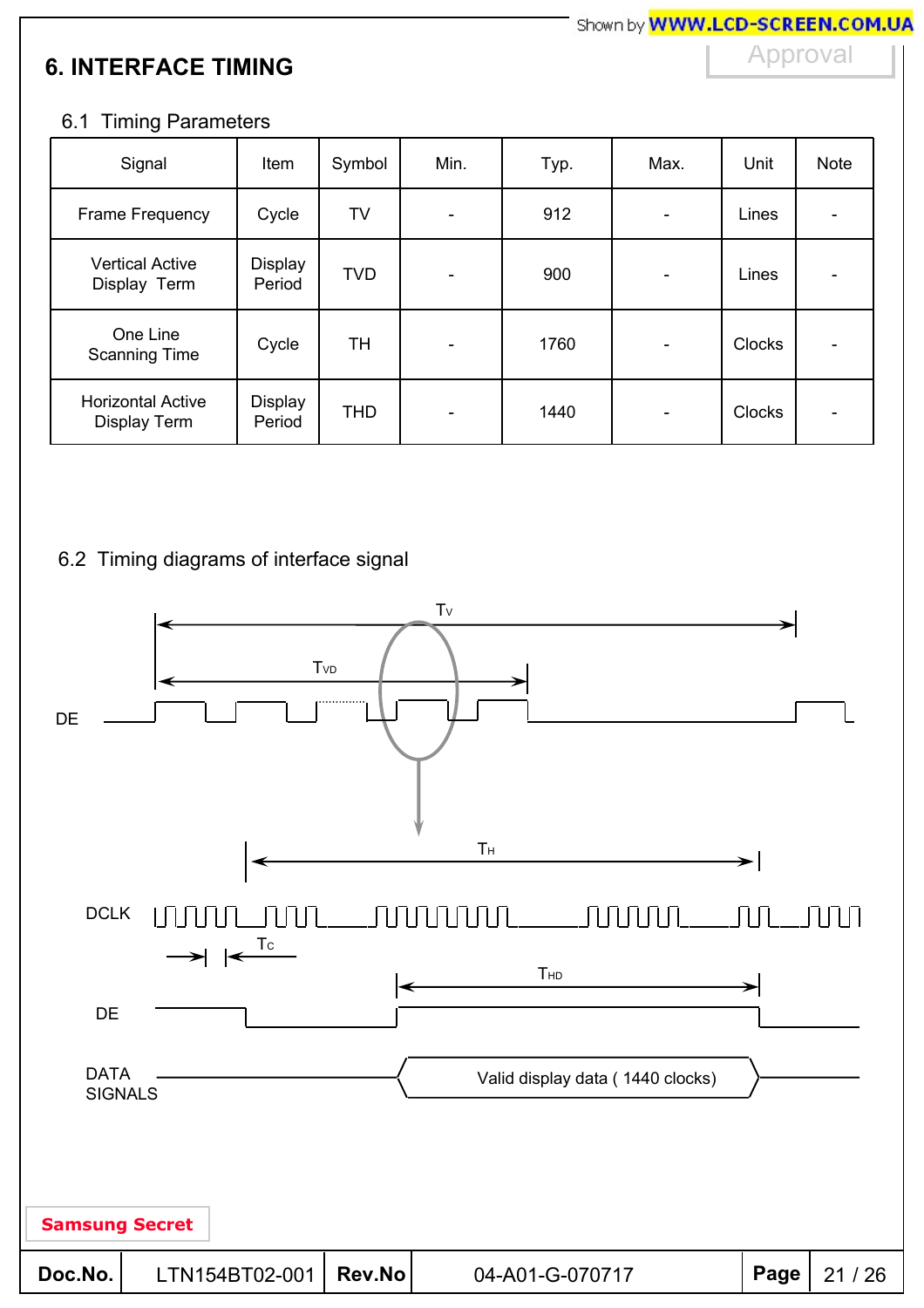# 6. INTERFACE TIMING

## 6.1 Timing Parameters

| Signal | Item | Symbol | Min. | Typ. | Max. | Unit | Note |
|---|---|---|---|---|---|---|---|
| Frame Frequency | Cycle | TV | - | 912 | - | Lines | - |
| Vertical Active Display Term | Display Period | TVD | - | 900 | - | Lines | - |
| One Line Scanning Time | Cycle | TH | - | 1760 | - | Clocks | - |
| Horizontal Active Display Term | Display Period | THD | - | 1440 | - | Clocks | - |

## 6.2 Timing diagrams of interface signal

$T_V$

$T_{VD}$

DE

$T_H$

DCLK

$T_C$

$T_{HD}$

DE

DATA SIGNALS

Valid display data ( 1440 clocks)

Samsung Secret

| Doc.No. | LTN154BT02-001 | Rev.No | 04-A01-G-070717 |
|---|---|---|---|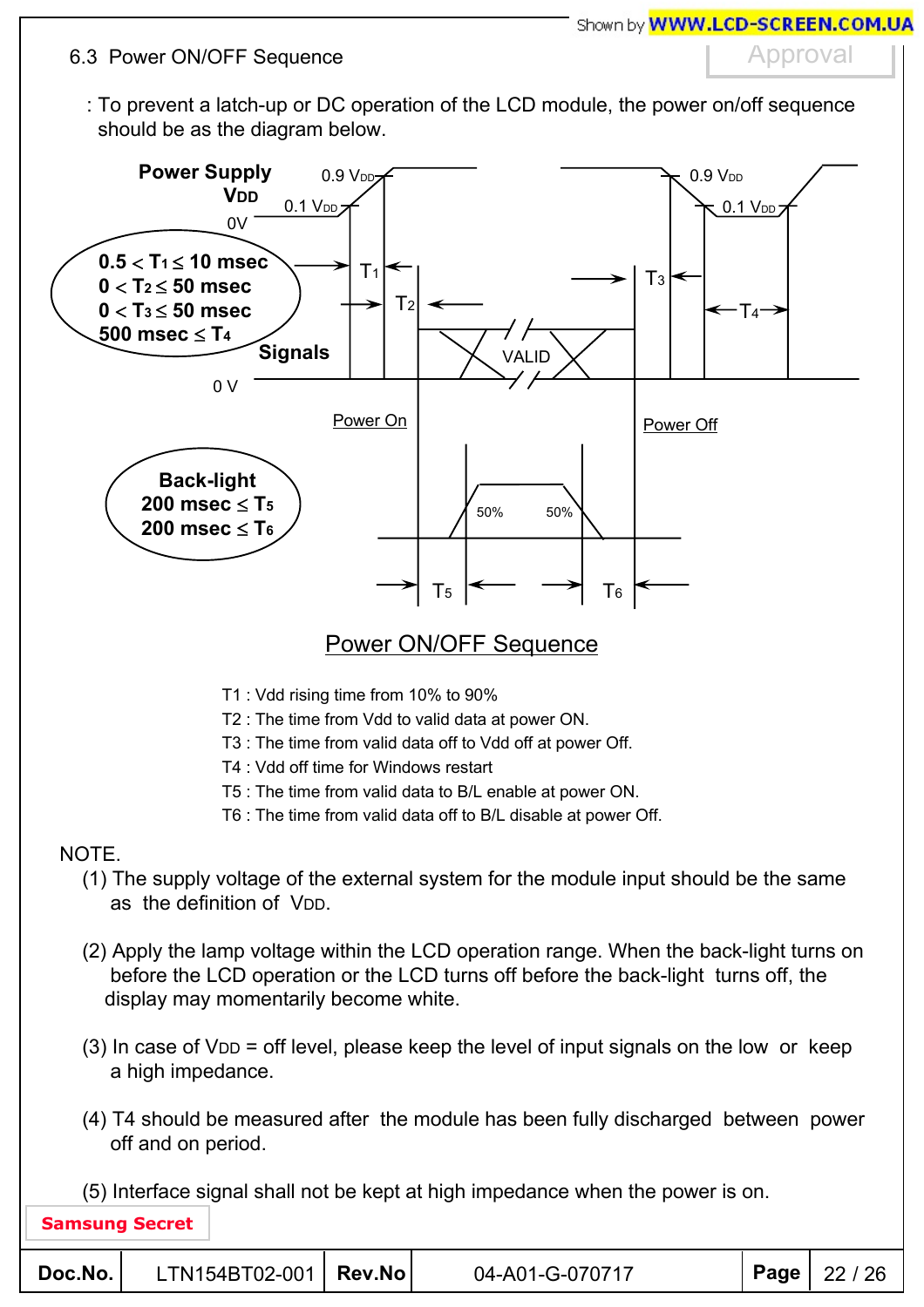## 6.3 Power ON/OFF Sequence

: To prevent a latch-up or DC operation of the LCD module, the power on/off sequence should be as the diagram below.

Power Supply $V_{DD}$

0.9 $V_{DD}$ &nbsp; 0.1 $V_{DD}$ &nbsp; 0V

$0.5 < T_1 \leq 10$ msec
$0 < T_2 \leq 50$ msec
$0 < T_3 \leq 50$ msec
$500$ msec $\leq T_4$

Signals &nbsp; 0 V &nbsp; VALID

Power On &nbsp; Power Off

Back-light
$200$ msec $\leq T_5$
$200$ msec $\leq T_6$

50% &nbsp; 50%

Power ON/OFF Sequence

T1 : Vdd rising time from 10% to 90%
T2 : The time from Vdd to valid data at power ON.
T3 : The time from valid data off to Vdd off at power Off.
T4 : Vdd off time for Windows restart
T5 : The time from valid data to B/L enable at power ON.
T6 : The time from valid data off to B/L disable at power Off.

NOTE.

(1) The supply voltage of the external system for the module input should be the same as the definition of $V_{DD}$.

(2) Apply the lamp voltage within the LCD operation range. When the back-light turns on before the LCD operation or the LCD turns off before the back-light turns off, the display may momentarily become white.

(3) In case of $V_{DD}$ = off level, please keep the level of input signals on the low or keep a high impedance.

(4) T4 should be measured after the module has been fully discharged between power off and on period.

(5) Interface signal shall not be kept at high impedance when the power is on.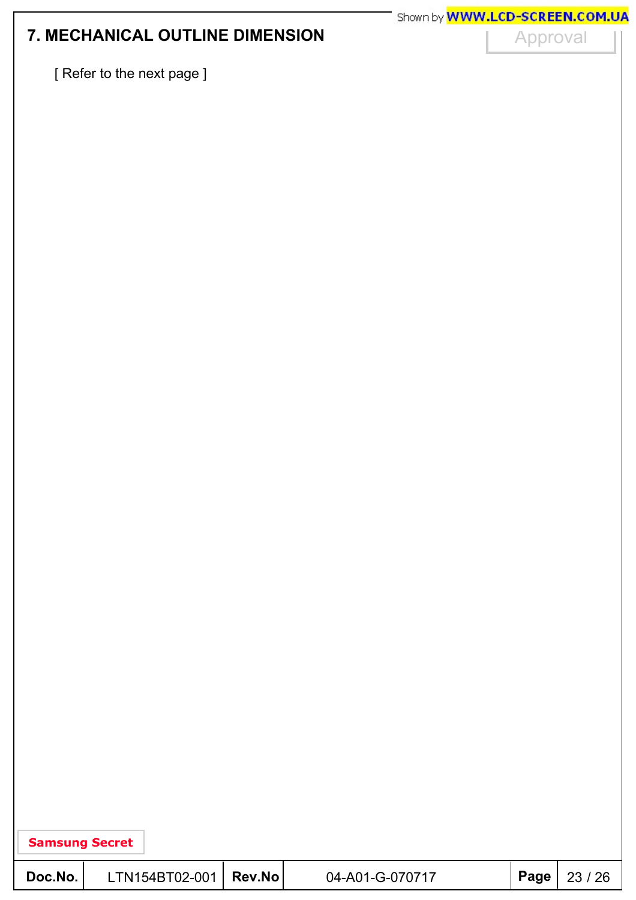## 7. MECHANICAL OUTLINE DIMENSION

[ Refer to the next page ]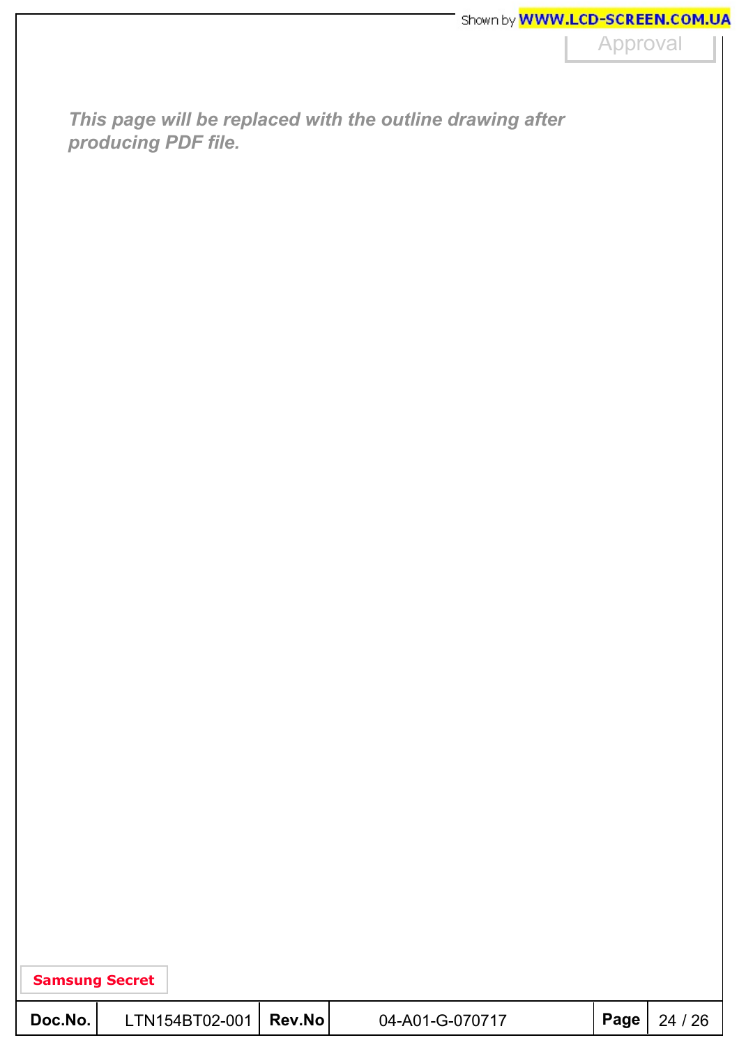*This page will be replaced with the outline drawing after producing PDF file.*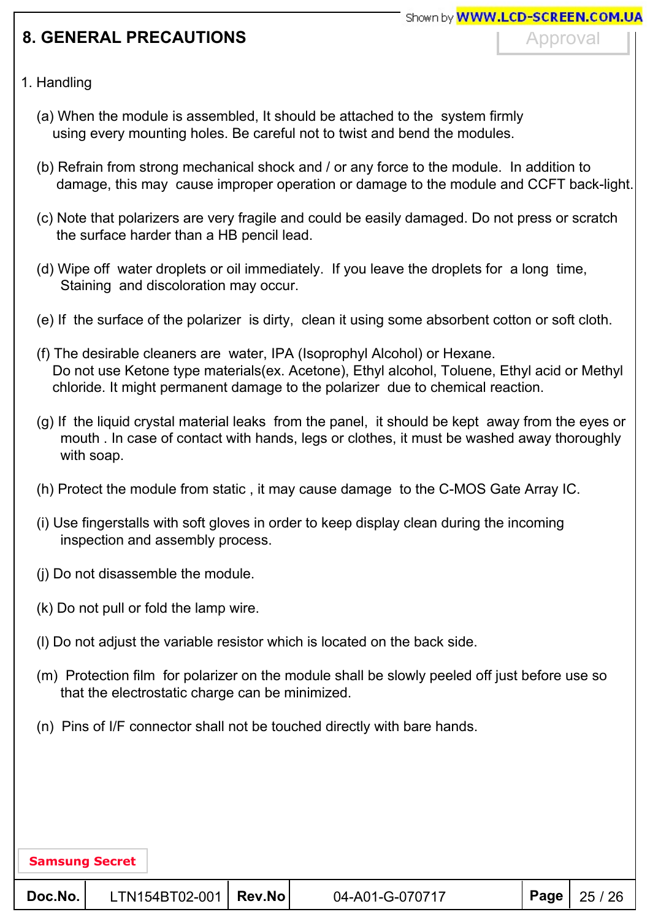# 8. GENERAL PRECAUTIONS

1. Handling

   (a) When the module is assembled, It should be attached to the system firmly using every mounting holes. Be careful not to twist and bend the modules.

   (b) Refrain from strong mechanical shock and / or any force to the module. In addition to damage, this may cause improper operation or damage to the module and CCFT back-light.

   (c) Note that polarizers are very fragile and could be easily damaged. Do not press or scratch the surface harder than a HB pencil lead.

   (d) Wipe off water droplets or oil immediately. If you leave the droplets for a long time, Staining and discoloration may occur.

   (e) If the surface of the polarizer is dirty, clean it using some absorbent cotton or soft cloth.

   (f) The desirable cleaners are water, IPA (Isoprophyl Alcohol) or Hexane. Do not use Ketone type materials(ex. Acetone), Ethyl alcohol, Toluene, Ethyl acid or Methyl chloride. It might permanent damage to the polarizer due to chemical reaction.

   (g) If the liquid crystal material leaks from the panel, it should be kept away from the eyes or mouth . In case of contact with hands, legs or clothes, it must be washed away thoroughly with soap.

   (h) Protect the module from static , it may cause damage to the C-MOS Gate Array IC.

   (i) Use fingerstalls with soft gloves in order to keep display clean during the incoming inspection and assembly process.

   (j) Do not disassemble the module.

   (k) Do not pull or fold the lamp wire.

   (l) Do not adjust the variable resistor which is located on the back side.

   (m) Protection film for polarizer on the module shall be slowly peeled off just before use so that the electrostatic charge can be minimized.

   (n) Pins of I/F connector shall not be touched directly with bare hands.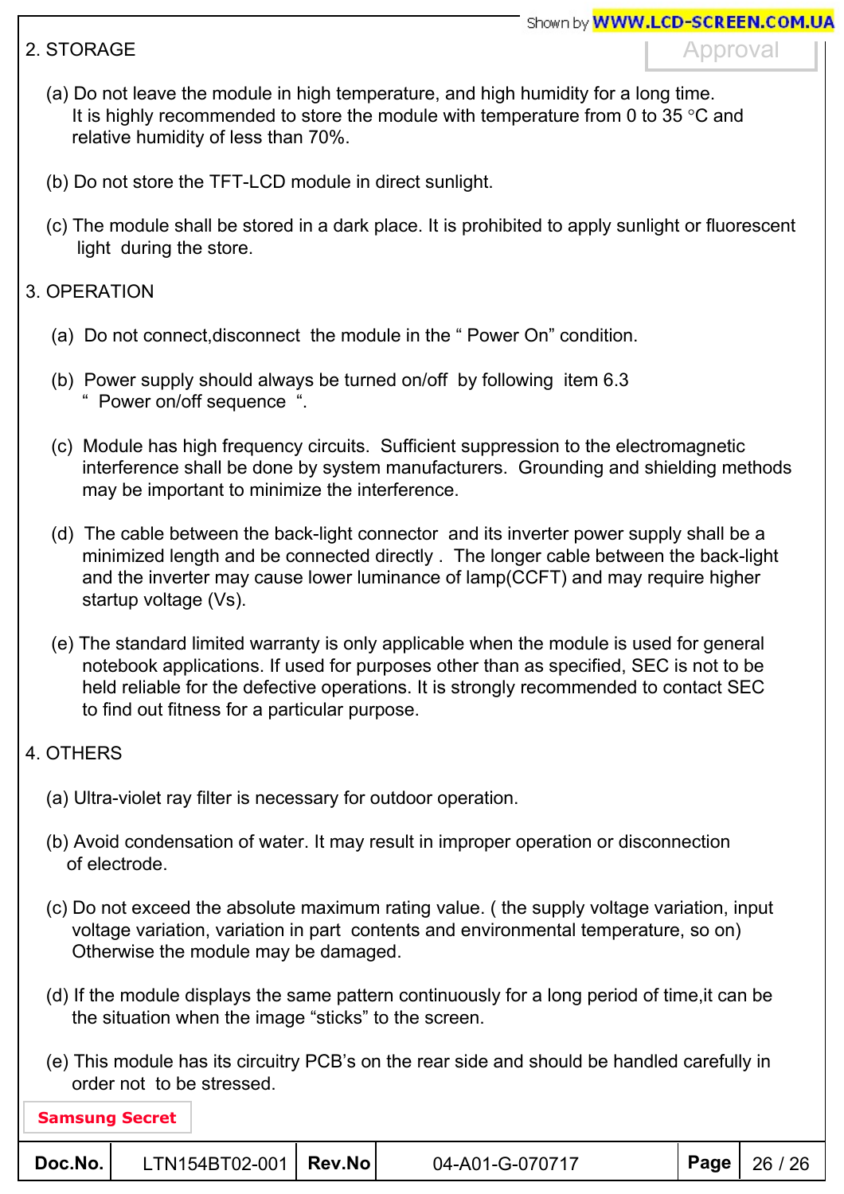## 2. STORAGE

(a) Do not leave the module in high temperature, and high humidity for a long time. It is highly recommended to store the module with temperature from 0 to 35 °C and relative humidity of less than 70%.

(b) Do not store the TFT-LCD module in direct sunlight.

(c) The module shall be stored in a dark place. It is prohibited to apply sunlight or fluorescent light during the store.

## 3. OPERATION

(a) Do not connect,disconnect the module in the " Power On" condition.

(b) Power supply should always be turned on/off by following item 6.3 " Power on/off sequence ".

(c) Module has high frequency circuits. Sufficient suppression to the electromagnetic interference shall be done by system manufacturers. Grounding and shielding methods may be important to minimize the interference.

(d) The cable between the back-light connector and its inverter power supply shall be a minimized length and be connected directly . The longer cable between the back-light and the inverter may cause lower luminance of lamp(CCFT) and may require higher startup voltage (Vs).

(e) The standard limited warranty is only applicable when the module is used for general notebook applications. If used for purposes other than as specified, SEC is not to be held reliable for the defective operations. It is strongly recommended to contact SEC to find out fitness for a particular purpose.

## 4. OTHERS

(a) Ultra-violet ray filter is necessary for outdoor operation.

(b) Avoid condensation of water. It may result in improper operation or disconnection of electrode.

(c) Do not exceed the absolute maximum rating value. ( the supply voltage variation, input voltage variation, variation in part contents and environmental temperature, so on) Otherwise the module may be damaged.

(d) If the module displays the same pattern continuously for a long period of time,it can be the situation when the image "sticks" to the screen.

(e) This module has its circuitry PCB's on the rear side and should be handled carefully in order not to be stressed.